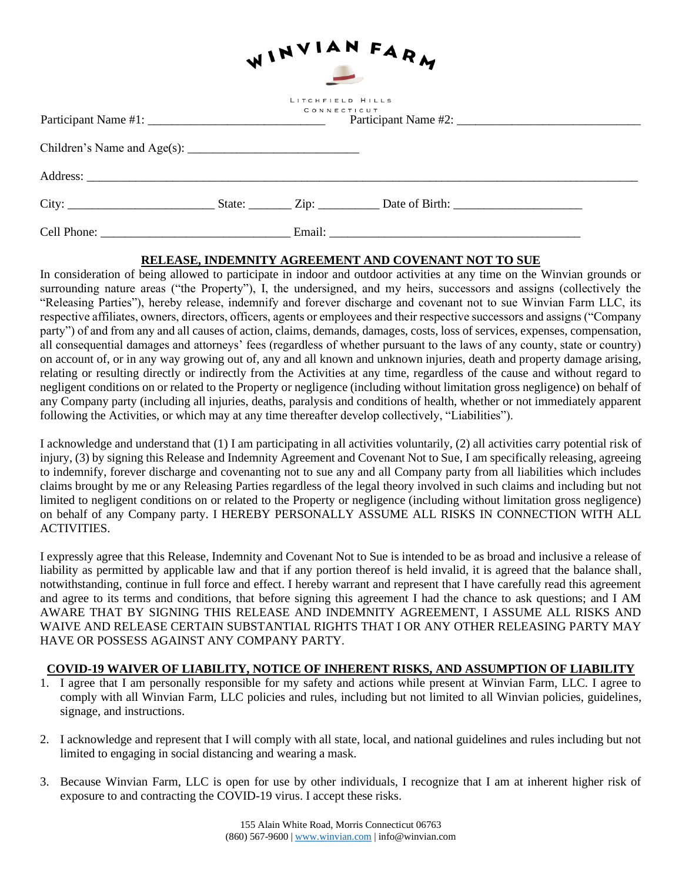# WINVIAN FARM

LITCHFIELD HILLS
CONNECTICUT

Participant Name #1: ____________________________ Participant Name #2: ______________________________

Children's Name and Age(s): ___________________________

Address: ___________________________________________________________________________________________

City: _______________________ State: _______ Zip: __________ Date of Birth: _____________________

Cell Phone: ______________________________ Email: _________________________________________

## RELEASE, INDEMNITY AGREEMENT AND COVENANT NOT TO SUE

In consideration of being allowed to participate in indoor and outdoor activities at any time on the Winvian grounds or surrounding nature areas ("the Property"), I, the undersigned, and my heirs, successors and assigns (collectively the "Releasing Parties"), hereby release, indemnify and forever discharge and covenant not to sue Winvian Farm LLC, its respective affiliates, owners, directors, officers, agents or employees and their respective successors and assigns ("Company party") of and from any and all causes of action, claims, demands, damages, costs, loss of services, expenses, compensation, all consequential damages and attorneys' fees (regardless of whether pursuant to the laws of any county, state or country) on account of, or in any way growing out of, any and all known and unknown injuries, death and property damage arising, relating or resulting directly or indirectly from the Activities at any time, regardless of the cause and without regard to negligent conditions on or related to the Property or negligence (including without limitation gross negligence) on behalf of any Company party (including all injuries, deaths, paralysis and conditions of health, whether or not immediately apparent following the Activities, or which may at any time thereafter develop collectively, "Liabilities").

I acknowledge and understand that (1) I am participating in all activities voluntarily, (2) all activities carry potential risk of injury, (3) by signing this Release and Indemnity Agreement and Covenant Not to Sue, I am specifically releasing, agreeing to indemnify, forever discharge and covenanting not to sue any and all Company party from all liabilities which includes claims brought by me or any Releasing Parties regardless of the legal theory involved in such claims and including but not limited to negligent conditions on or related to the Property or negligence (including without limitation gross negligence) on behalf of any Company party. I HEREBY PERSONALLY ASSUME ALL RISKS IN CONNECTION WITH ALL ACTIVITIES.

I expressly agree that this Release, Indemnity and Covenant Not to Sue is intended to be as broad and inclusive a release of liability as permitted by applicable law and that if any portion thereof is held invalid, it is agreed that the balance shall, notwithstanding, continue in full force and effect. I hereby warrant and represent that I have carefully read this agreement and agree to its terms and conditions, that before signing this agreement I had the chance to ask questions; and I AM AWARE THAT BY SIGNING THIS RELEASE AND INDEMNITY AGREEMENT, I ASSUME ALL RISKS AND WAIVE AND RELEASE CERTAIN SUBSTANTIAL RIGHTS THAT I OR ANY OTHER RELEASING PARTY MAY HAVE OR POSSESS AGAINST ANY COMPANY PARTY.

## COVID-19 WAIVER OF LIABILITY, NOTICE OF INHERENT RISKS, AND ASSUMPTION OF LIABILITY

1. I agree that I am personally responsible for my safety and actions while present at Winvian Farm, LLC. I agree to comply with all Winvian Farm, LLC policies and rules, including but not limited to all Winvian policies, guidelines, signage, and instructions.

2. I acknowledge and represent that I will comply with all state, local, and national guidelines and rules including but not limited to engaging in social distancing and wearing a mask.

3. Because Winvian Farm, LLC is open for use by other individuals, I recognize that I am at inherent higher risk of exposure to and contracting the COVID-19 virus. I accept these risks.

155 Alain White Road, Morris Connecticut 06763
(860) 567-9600 | www.winvian.com | info@winvian.com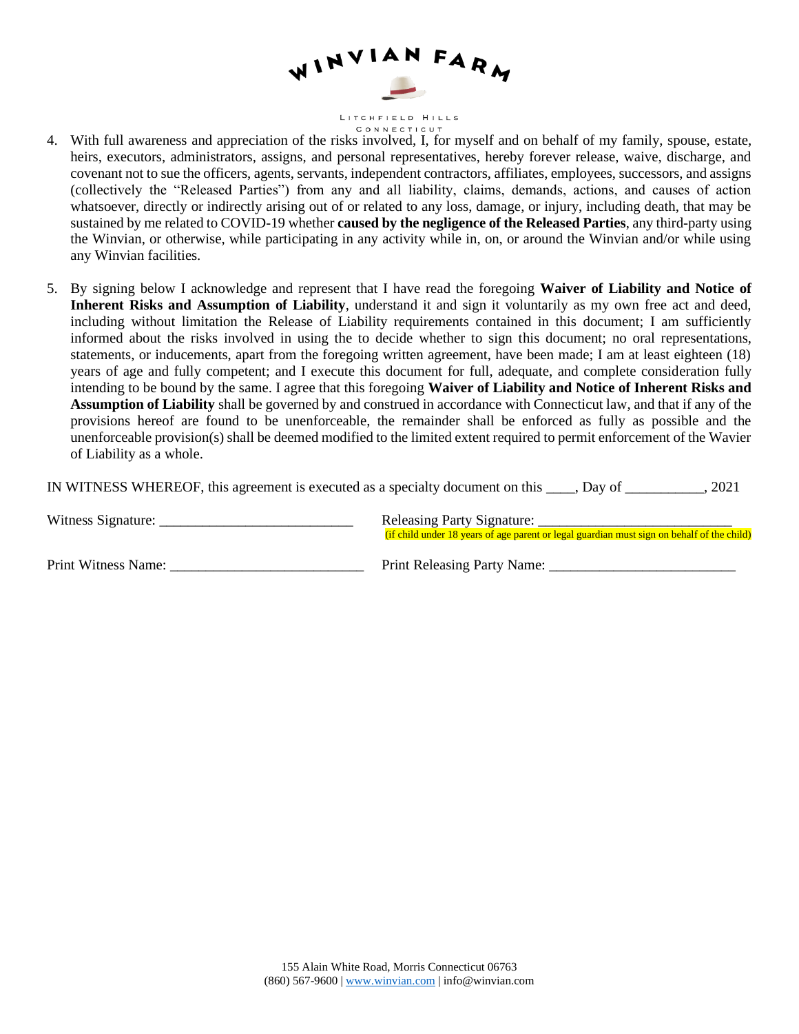4. With full awareness and appreciation of the risks involved, I, for myself and on behalf of my family, spouse, estate, heirs, executors, administrators, assigns, and personal representatives, hereby forever release, waive, discharge, and covenant not to sue the officers, agents, servants, independent contractors, affiliates, employees, successors, and assigns (collectively the "Released Parties") from any and all liability, claims, demands, actions, and causes of action whatsoever, directly or indirectly arising out of or related to any loss, damage, or injury, including death, that may be sustained by me related to COVID-19 whether **caused by the negligence of the Released Parties**, any third-party using the Winvian, or otherwise, while participating in any activity while in, on, or around the Winvian and/or while using any Winvian facilities.

5. By signing below I acknowledge and represent that I have read the foregoing **Waiver of Liability and Notice of Inherent Risks and Assumption of Liability**, understand it and sign it voluntarily as my own free act and deed, including without limitation the Release of Liability requirements contained in this document; I am sufficiently informed about the risks involved in using the to decide whether to sign this document; no oral representations, statements, or inducements, apart from the foregoing written agreement, have been made; I am at least eighteen (18) years of age and fully competent; and I execute this document for full, adequate, and complete consideration fully intending to be bound by the same. I agree that this foregoing **Waiver of Liability and Notice of Inherent Risks and Assumption of Liability** shall be governed by and construed in accordance with Connecticut law, and that if any of the provisions hereof are found to be unenforceable, the remainder shall be enforced as fully as possible and the unenforceable provision(s) shall be deemed modified to the limited extent required to permit enforcement of the Wavier of Liability as a whole.

IN WITNESS WHEREOF, this agreement is executed as a specialty document on this ____, Day of ___________, 2021

Witness Signature: ___________________________

Releasing Party Signature: ___________________________
(if child under 18 years of age parent or legal guardian must sign on behalf of the child)

Print Witness Name: ___________________________

Print Releasing Party Name: ___________________________

155 Alain White Road, Morris Connecticut 06763
(860) 567-9600 | www.winvian.com | info@winvian.com